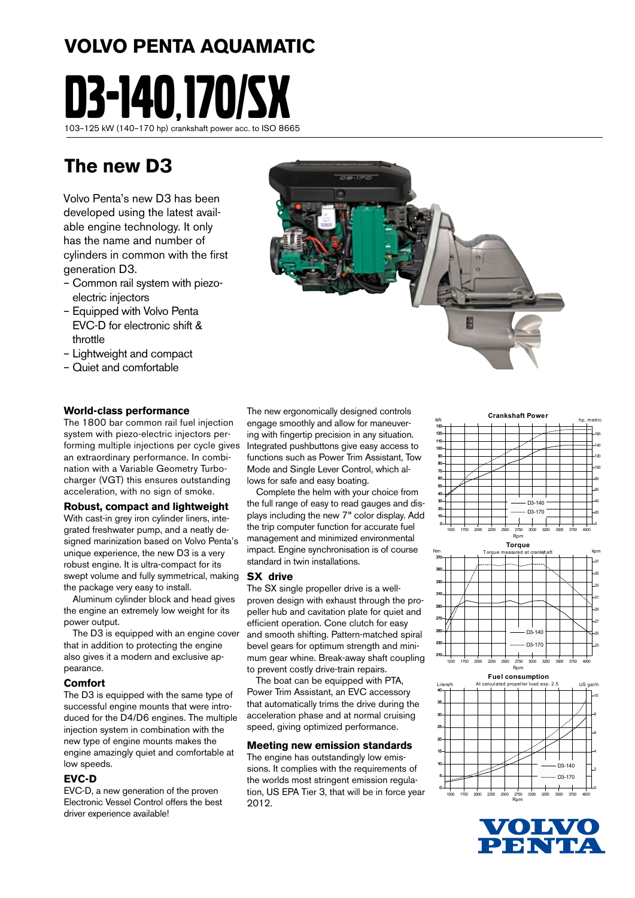# VOLVO PENTA AQUAMATIC

# D3-140,170/SX

103–125 kW (140–170 hp) crankshaft power acc. to ISO 8665

## The new D3

Volvo Penta's new D3 has been developed using the latest available engine technology. It only has the name and number of cylinders in common with the first generation D3.

- Common rail system with piezo-electric injectors
- Equipped with Volvo Penta EVC-D for electronic shift & throttle
- Lightweight and compact
- Quiet and comfortable

### World-class performance

The 1800 bar common rail fuel injection system with piezo-electric injectors performing multiple injections per cycle gives an extraordinary performance. In combination with a Variable Geometry Turbocharger (VGT) this ensures outstanding acceleration, with no sign of smoke.

### Robust, compact and lightweight

With cast-in grey iron cylinder liners, integrated freshwater pump, and a neatly designed marinization based on Volvo Penta's unique experience, the new D3 is a very robust engine. It is ultra-compact for its swept volume and fully symmetrical, making the package very easy to install.

Aluminum cylinder block and head gives the engine an extremely low weight for its power output.

The D3 is equipped with an engine cover that in addition to protecting the engine also gives it a modern and exclusive appearance.

### Comfort

The D3 is equipped with the same type of successful engine mounts that were introduced for the D4/D6 engines. The multiple injection system in combination with the new type of engine mounts makes the engine amazingly quiet and comfortable at low speeds.

### EVC-D

EVC-D, a new generation of the proven Electronic Vessel Control offers the best driver experience available!

The new ergonomically designed controls engage smoothly and allow for maneuvering with fingertip precision in any situation. Integrated pushbuttons give easy access to functions such as Power Trim Assistant, Tow Mode and Single Lever Control, which allows for safe and easy boating.

Complete the helm with your choice from the full range of easy to read gauges and displays including the new 7" color display. Add the trip computer function for accurate fuel management and minimized environmental impact. Engine synchronisation is of course standard in twin installations.

### SX drive

The SX single propeller drive is a well-proven design with exhaust through the propeller hub and cavitation plate for quiet and efficient operation. Cone clutch for easy and smooth shifting. Pattern-matched spiral bevel gears for optimum strength and minimum gear whine. Break-away shaft coupling to prevent costly drive-train repairs.

The boat can be equipped with PTA, Power Trim Assistant, an EVC accessory that automatically trims the drive during the acceleration phase and at normal cruising speed, giving optimized performance.

### Meeting new emission standards

The engine has outstandingly low emissions. It complies with the requirements of the worlds most stringent emission regulation, US EPA Tier 3, that will be in force year 2012.

**Crankshaft Power** (kW / hp, metric vs. Rpm; D3-140, D3-170)

**Torque** – Torque measured at crankshaft (Nm / kpm vs. Rpm; D3-140, D3-170)

**Fuel consumption** – At calculated propeller load exp. 2.5 (Liters/h / US gal/h vs. Rpm; D3-140, D3-170)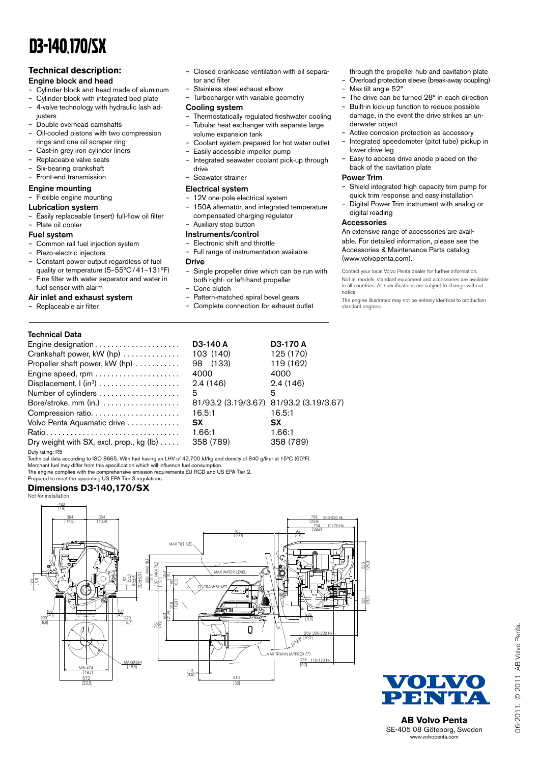# D3-140,170/SX

## Technical description:

### Engine block and head

- Cylinder block and head made of aluminum
- Cylinder block with integrated bed plate
- 4-valve technology with hydraulic lash adjusters
- Double overhead camshafts
- Oil-cooled pistons with two compression rings and one oil scraper ring
- Cast-in grey iron cylinder liners
- Replaceable valve seats
- Six-bearing crankshaft
- Front-end transmission

### Engine mounting

- Flexible engine mounting

### Lubrication system

- Easily replaceable (insert) full-flow oil filter
- Plate oil cooler

### Fuel system

- Common rail fuel injection system
- Piezo-electric injectors
- Constant power output regardless of fuel quality or temperature (5–55°C / 41–131°F)
- Fine filter with water separator and water in fuel sensor with alarm

### Air inlet and exhaust system

- Replaceable air filter
- Closed crankcase ventilation with oil separator and filter
- Stainless steel exhaust elbow
- Turbocharger with variable geometry

### Cooling system

- Thermostatically regulated freshwater cooling
- Tubular heat exchanger with separate large volume expansion tank
- Coolant system prepared for hot water outlet
- Easily accessible impeller pump
- Integrated seawater coolant pick-up through drive
- Seawater strainer

### Electrical system

- 12V one-pole electrical system
- 150A alternator, and integrated temperature compensated charging regulator
- Auxiliary stop button

### Instruments/control

- Electronic shift and throttle
- Full range of instrumentation available

### Drive

- Single propeller drive which can be run with both right- or left-hand propeller
- Cone clutch
- Pattern-matched spiral bevel gears
- Complete connection for exhaust outlet through the propeller hub and cavitation plate
- Overload protection sleeve (break-away coupling)
- Max tilt angle 52°
- The drive can be turned 28° in each direction
- Built-in kick-up function to reduce possible damage, in the event the drive strikes an underwater object
- Active corrosion protection as accessory
- Integrated speedometer (pitot tube) pickup in lower drive leg
- Easy to access drive anode placed on the back of the cavitation plate

### Power Trim

- Shield integrated high capacity trim pump for quick trim response and easy installation
- Digital Power Trim instrument with analog or digital reading

### Accessories

An extensive range of accessories are available. For detailed information, please see the Accessories & Maintenance Parts catalog (www.volvopenta.com).

Contact your local Volvo Penta dealer for further information.

Not all models, standard equipment and accessories are available in all countries. All specifications are subject to change without notice.

The engine illustrated may not be entirely identical to production standard engines.

## Technical Data

| | | |
|---|---|---|
| Engine designation | **D3-140 A** | **D3-170 A** |
| Crankshaft power, kW (hp) | 103 (140) | 125 (170) |
| Propeller shaft power, kW (hp) | 98 (133) | 119 (162) |
| Engine speed, rpm | 4000 | 4000 |
| Displacement, l (in³) | 2.4 (146) | 2.4 (146) |
| Number of cylinders | 5 | 5 |
| Bore/stroke, mm (in.) | 81/93.2 (3.19/3.67) | 81/93.2 (3.19/3.67) |
| Compression ratio | 16.5:1 | 16.5:1 |
| Volvo Penta Aquamatic drive | **SX** | **SX** |
| Ratio | 1.66:1 | 1.66:1 |
| Dry weight with SX, excl. prop., kg (lb) | 358 (789) | 358 (789) |

Duty rating: R5
Technical data according to ISO 8665. With fuel having an LHV of 42,700 kJ/kg and density of 840 g/liter at 15°C (60°F).
Merchant fuel may differ from this specification which will influence fuel consumption.
The engine complies with the comprehensive emission requirements EU RCD and US EPA Tier 2.
Prepared to meet the upcoming US EPA Tier 3 regulations.

## Dimensions D3-140,170/SX

Not for installation

482 [19]
364 [14,3]
354 [13,9]
181 [7,1]
57 [2,2]
83±8 [3,3±0,3]
105 [4,1]
223 [8,8]
107 [4,2]
220 [8,7]
MIN 474 [18,7]
572 [22,5]
MAXØ394 [15,5]
MAX TILT 52°
383 MAX TILT [15,1]
307 MAX TILT [12,1]
254 [10]
160 [6,3]
328 [12,9]
544 [21,4]
761 [30]
765 [30,1]
MAX WATER LEVEL
CL CRANKSHAFT
113 [4,5]
813 [32]
758 200-220 Hk [29,9]
734 110-170 Hk [28,9]
95 [3,8]
530 [20,9]
221 [8,7]
235 [9,3]
259 200-220 Hk [10,2]
13°±3°
MAX TRIM IN (APPROX 5°)
235 110-170 Hk [9,3]

**AB Volvo Penta**
SE-405 08 Göteborg, Sweden
www.volvopenta.com

06-2011. © 2011 AB Volvo Penta.